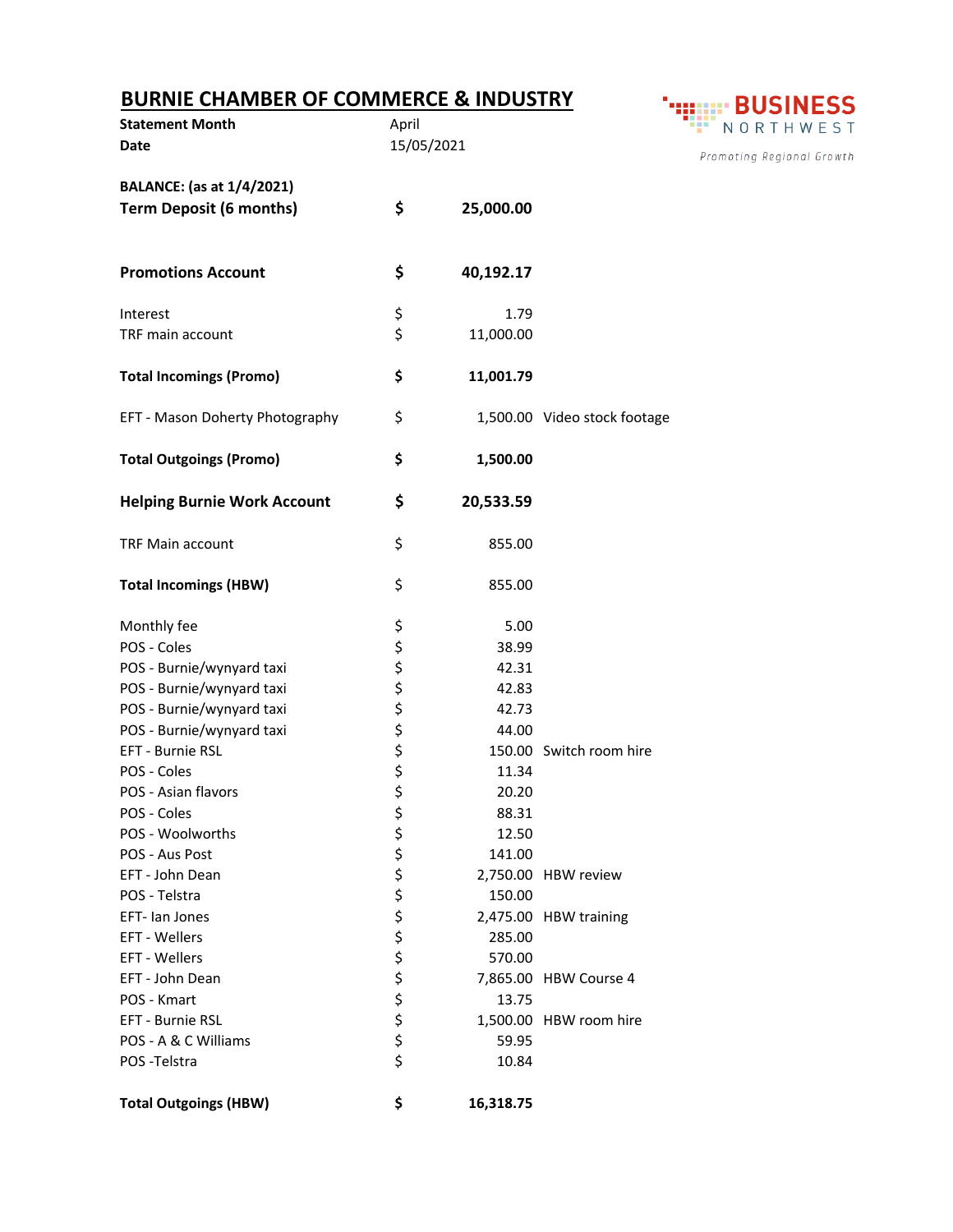# BURNIE CHAMBER OF COMMERCE & INDUSTRY

BUSINESS NORTHWEST

*Promoting Regional Growth*

| | | | |
|---|---|---|---|
| **Statement Month** | April | | |
| **Date** | 15/05/2021 | | |
| **BALANCE: (as at 1/4/2021)** | | | |
| **Term Deposit (6 months)** | **$** | **25,000.00** | |
| **Promotions Account** | **$** | **40,192.17** | |
| Interest | $ | 1.79 | |
| TRF main account | $ | 11,000.00 | |
| **Total Incomings (Promo)** | **$** | **11,001.79** | |
| EFT - Mason Doherty Photography | $ | 1,500.00 | Video stock footage |
| **Total Outgoings (Promo)** | **$** | **1,500.00** | |
| **Helping Burnie Work Account** | **$** | **20,533.59** | |
| TRF Main account | $ | 855.00 | |
| **Total Incomings (HBW)** | $ | 855.00 | |
| Monthly fee | $ | 5.00 | |
| POS - Coles | $ | 38.99 | |
| POS - Burnie/wynyard taxi | $ | 42.31 | |
| POS - Burnie/wynyard taxi | $ | 42.83 | |
| POS - Burnie/wynyard taxi | $ | 42.73 | |
| POS - Burnie/wynyard taxi | $ | 44.00 | |
| EFT - Burnie RSL | $ | 150.00 | Switch room hire |
| POS - Coles | $ | 11.34 | |
| POS - Asian flavors | $ | 20.20 | |
| POS - Coles | $ | 88.31 | |
| POS - Woolworths | $ | 12.50 | |
| POS - Aus Post | $ | 141.00 | |
| EFT - John Dean | $ | 2,750.00 | HBW review |
| POS - Telstra | $ | 150.00 | |
| EFT- Ian Jones | $ | 2,475.00 | HBW training |
| EFT - Wellers | $ | 285.00 | |
| EFT - Wellers | $ | 570.00 | |
| EFT - John Dean | $ | 7,865.00 | HBW Course 4 |
| POS - Kmart | $ | 13.75 | |
| EFT - Burnie RSL | $ | 1,500.00 | HBW room hire |
| POS - A & C Williams | $ | 59.95 | |
| POS -Telstra | $ | 10.84 | |
| **Total Outgoings (HBW)** | **$** | **16,318.75** | |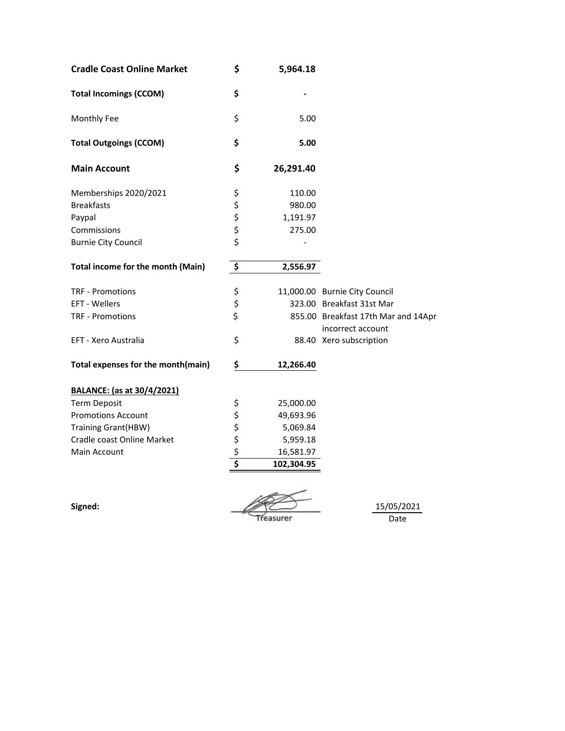| | | | |
|---|---|---|---|
| **Cradle Coast Online Market** | **$** | **5,964.18** | |
| **Total Incomings (CCOM)** | **$** | **-** | |
| Monthly Fee | $ | 5.00 | |
| **Total Outgoings (CCOM)** | **$** | **5.00** | |
| **Main Account** | **$** | **26,291.40** | |
| Memberships 2020/2021 | $ | 110.00 | |
| Breakfasts | $ | 980.00 | |
| Paypal | $ | 1,191.97 | |
| Commissions | $ | 275.00 | |
| Burnie City Council | $ | - | |
| **Total income for the month (Main)** | **$** | **2,556.97** | |
| TRF - Promotions | $ | 11,000.00 | Burnie City Council |
| EFT - Wellers | $ | 323.00 | Breakfast 31st Mar |
| TRF - Promotions | $ | 855.00 | Breakfast 17th Mar and 14Apr incorrect account |
| EFT - Xero Australia | $ | 88.40 | Xero subscription |
| **Total expenses for the month(main)** | **$** | **12,266.40** | |

**BALANCE: (as at 30/4/2021)**

| | | |
|---|---|---|
| Term Deposit | $ | 25,000.00 |
| Promotions Account | $ | 49,693.96 |
| Training Grant(HBW) | $ | 5,069.84 |
| Cradle coast Online Market | $ | 5,959.18 |
| Main Account | $ | 16,581.97 |
| | **$** | **102,304.95** |

**Signed:** Treasurer 15/05/2021 Date